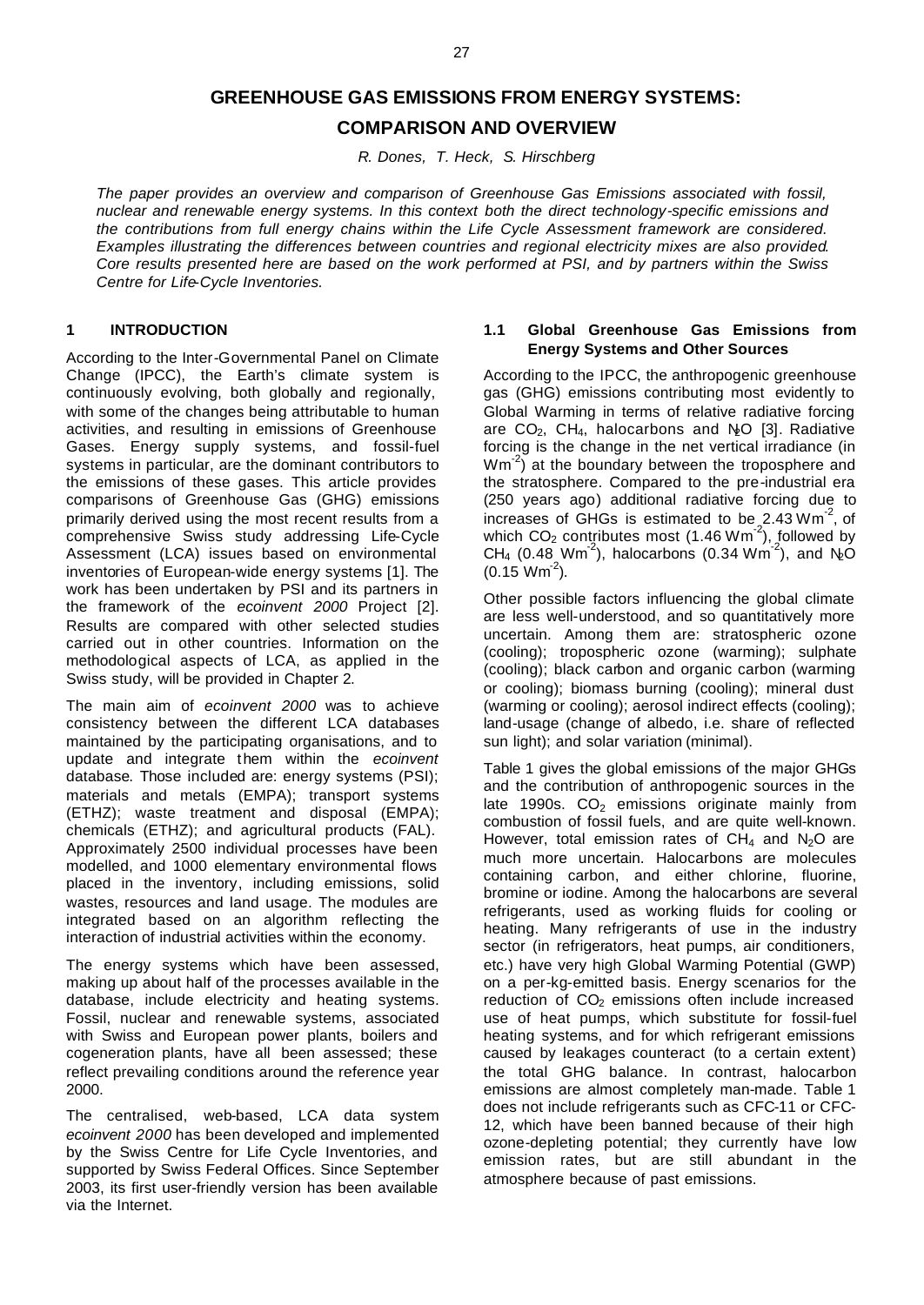# GREENHOUSE GAS EMISSIONS FROM ENERGY SYSTEMS: COMPARISON AND OVERVIEW

*R. Dones, T. Heck, S. Hirschberg*

*The paper provides an overview and comparison of Greenhouse Gas Emissions associated with fossil, nuclear and renewable energy systems. In this context both the direct technology-specific emissions and the contributions from full energy chains within the Life Cycle Assessment framework are considered. Examples illustrating the differences between countries and regional electricity mixes are also provided. Core results presented here are based on the work performed at PSI, and by partners within the Swiss Centre for Life-Cycle Inventories.*

## 1 INTRODUCTION

According to the Inter-Governmental Panel on Climate Change (IPCC), the Earth's climate system is continuously evolving, both globally and regionally, with some of the changes being attributable to human activities, and resulting in emissions of Greenhouse Gases. Energy supply systems, and fossil-fuel systems in particular, are the dominant contributors to the emissions of these gases. This article provides comparisons of Greenhouse Gas (GHG) emissions primarily derived using the most recent results from a comprehensive Swiss study addressing Life-Cycle Assessment (LCA) issues based on environmental inventories of European-wide energy systems [1]. The work has been undertaken by PSI and its partners in the framework of the *ecoinvent 2000* Project [2]. Results are compared with other selected studies carried out in other countries. Information on the methodological aspects of LCA, as applied in the Swiss study, will be provided in Chapter 2.

The main aim of *ecoinvent 2000* was to achieve consistency between the different LCA databases maintained by the participating organisations, and to update and integrate them within the *ecoinvent* database. Those included are: energy systems (PSI); materials and metals (EMPA); transport systems (ETHZ); waste treatment and disposal (EMPA); chemicals (ETHZ); and agricultural products (FAL). Approximately 2500 individual processes have been modelled, and 1000 elementary environmental flows placed in the inventory, including emissions, solid wastes, resources and land usage. The modules are integrated based on an algorithm reflecting the interaction of industrial activities within the economy.

The energy systems which have been assessed, making up about half of the processes available in the database, include electricity and heating systems. Fossil, nuclear and renewable systems, associated with Swiss and European power plants, boilers and cogeneration plants, have all been assessed; these reflect prevailing conditions around the reference year 2000.

The centralised, web-based, LCA data system *ecoinvent 2000* has been developed and implemented by the Swiss Centre for Life Cycle Inventories, and supported by Swiss Federal Offices. Since September 2003, its first user-friendly version has been available via the Internet.

### 1.1 Global Greenhouse Gas Emissions from Energy Systems and Other Sources

According to the IPCC, the anthropogenic greenhouse gas (GHG) emissions contributing most evidently to Global Warming in terms of relative radiative forcing are $CO_2$, $CH_4$, halocarbons and $N_2O$ [3]. Radiative forcing is the change in the net vertical irradiance (in $Wm^{-2}$) at the boundary between the troposphere and the stratosphere. Compared to the pre-industrial era (250 years ago) additional radiative forcing due to increases of GHGs is estimated to be 2.43 $Wm^{-2}$, of which $CO_2$ contributes most (1.46 $Wm^{-2}$), followed by $CH_4$ (0.48 $Wm^{-2}$), halocarbons (0.34 $Wm^{-2}$), and $N_2O$ (0.15 $Wm^{-2}$).

Other possible factors influencing the global climate are less well-understood, and so quantitatively more uncertain. Among them are: stratospheric ozone (cooling); tropospheric ozone (warming); sulphate (cooling); black carbon and organic carbon (warming or cooling); biomass burning (cooling); mineral dust (warming or cooling); aerosol indirect effects (cooling); land-usage (change of albedo, i.e. share of reflected sun light); and solar variation (minimal).

Table 1 gives the global emissions of the major GHGs and the contribution of anthropogenic sources in the late 1990s. $CO_2$ emissions originate mainly from combustion of fossil fuels, and are quite well-known. However, total emission rates of $CH_4$ and $N_2O$ are much more uncertain. Halocarbons are molecules containing carbon, and either chlorine, fluorine, bromine or iodine. Among the halocarbons are several refrigerants, used as working fluids for cooling or heating. Many refrigerants of use in the industry sector (in refrigerators, heat pumps, air conditioners, etc.) have very high Global Warming Potential (GWP) on a per-kg-emitted basis. Energy scenarios for the reduction of $CO_2$ emissions often include increased use of heat pumps, which substitute for fossil-fuel heating systems, and for which refrigerant emissions caused by leakages counteract (to a certain extent) the total GHG balance. In contrast, halocarbon emissions are almost completely man-made. Table 1 does not include refrigerants such as CFC-11 or CFC-12, which have been banned because of their high ozone-depleting potential; they currently have low emission rates, but are still abundant in the atmosphere because of past emissions.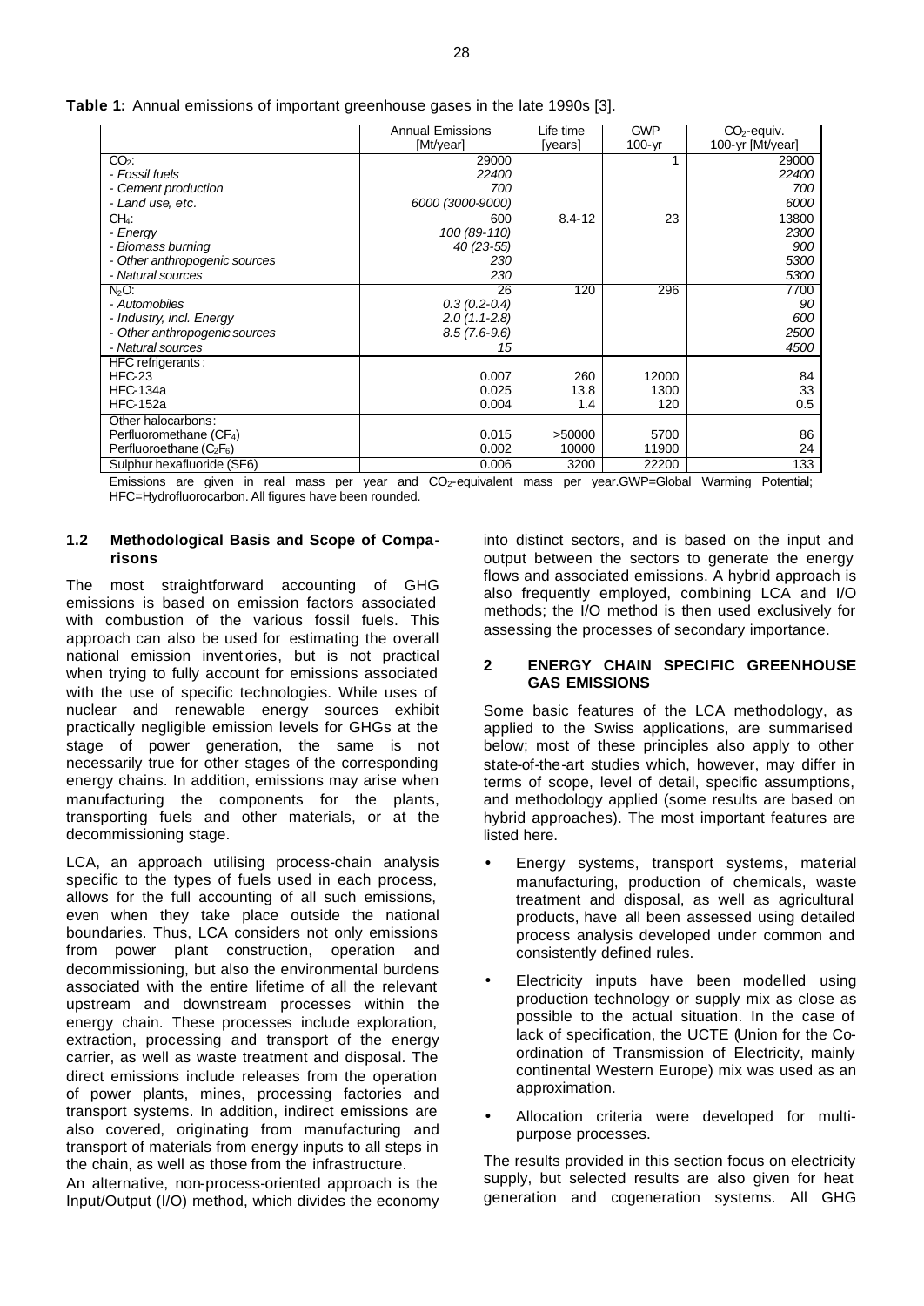**Table 1:** Annual emissions of important greenhouse gases in the late 1990s [3].

| | Annual Emissions [Mt/year] | Life time [years] | GWP 100-yr | $CO_2$-equiv. 100-yr [Mt/year] |
|---|---|---|---|---|
| $CO_2$: | 29000 | | 1 | 29000 |
| *- Fossil fuels* | *22400* | | | *22400* |
| *- Cement production* | *700* | | | *700* |
| *- Land use, etc.* | *6000 (3000-9000)* | | | *6000* |
| $CH_4$: | 600 | 8.4-12 | 23 | 13800 |
| *- Energy* | *100 (89-110)* | | | *2300* |
| *- Biomass burning* | *40 (23-55)* | | | *900* |
| *- Other anthropogenic sources* | *230* | | | *5300* |
| *- Natural sources* | *230* | | | *5300* |
| $N_2O$: | 26 | 120 | 296 | 7700 |
| *- Automobiles* | *0.3 (0.2-0.4)* | | | *90* |
| *- Industry, incl. Energy* | *2.0 (1.1-2.8)* | | | *600* |
| *- Other anthropogenic sources* | *8.5 (7.6-9.6)* | | | *2500* |
| *- Natural sources* | *15* | | | *4500* |
| HFC refrigerants: | | | | |
| HFC-23 | 0.007 | 260 | 12000 | 84 |
| HFC-134a | 0.025 | 13.8 | 1300 | 33 |
| HFC-152a | 0.004 | 1.4 | 120 | 0.5 |
| Other halocarbons: | | | | |
| Perfluoromethane ($CF_4$) | 0.015 | >50000 | 5700 | 86 |
| Perfluoroethane ($C_2F_6$) | 0.002 | 10000 | 11900 | 24 |
| Sulphur hexafluoride (SF6) | 0.006 | 3200 | 22200 | 133 |

Emissions are given in real mass per year and $CO_2$-equivalent mass per year.GWP=Global Warming Potential; HFC=Hydrofluorocarbon. All figures have been rounded.

### 1.2 Methodological Basis and Scope of Comparisons

The most straightforward accounting of GHG emissions is based on emission factors associated with combustion of the various fossil fuels. This approach can also be used for estimating the overall national emission inventories, but is not practical when trying to fully account for emissions associated with the use of specific technologies. While uses of nuclear and renewable energy sources exhibit practically negligible emission levels for GHGs at the stage of power generation, the same is not necessarily true for other stages of the corresponding energy chains. In addition, emissions may arise when manufacturing the components for the plants, transporting fuels and other materials, or at the decommissioning stage.

LCA, an approach utilising process-chain analysis specific to the types of fuels used in each process, allows for the full accounting of all such emissions, even when they take place outside the national boundaries. Thus, LCA considers not only emissions from power plant construction, operation and decommissioning, but also the environmental burdens associated with the entire lifetime of all the relevant upstream and downstream processes within the energy chain. These processes include exploration, extraction, processing and transport of the energy carrier, as well as waste treatment and disposal. The direct emissions include releases from the operation of power plants, mines, processing factories and transport systems. In addition, indirect emissions are also covered, originating from manufacturing and transport of materials from energy inputs to all steps in the chain, as well as those from the infrastructure.

An alternative, non-process-oriented approach is the Input/Output (I/O) method, which divides the economy into distinct sectors, and is based on the input and output between the sectors to generate the energy flows and associated emissions. A hybrid approach is also frequently employed, combining LCA and I/O methods; the I/O method is then used exclusively for assessing the processes of secondary importance.

## 2 ENERGY CHAIN SPECIFIC GREENHOUSE GAS EMISSIONS

Some basic features of the LCA methodology, as applied to the Swiss applications, are summarised below; most of these principles also apply to other state-of-the-art studies which, however, may differ in terms of scope, level of detail, specific assumptions, and methodology applied (some results are based on hybrid approaches). The most important features are listed here.

- Energy systems, transport systems, material manufacturing, production of chemicals, waste treatment and disposal, as well as agricultural products, have all been assessed using detailed process analysis developed under common and consistently defined rules.
- Electricity inputs have been modelled using production technology or supply mix as close as possible to the actual situation. In the case of lack of specification, the UCTE (Union for the Co-ordination of Transmission of Electricity, mainly continental Western Europe) mix was used as an approximation.
- Allocation criteria were developed for multi-purpose processes.

The results provided in this section focus on electricity supply, but selected results are also given for heat generation and cogeneration systems. All GHG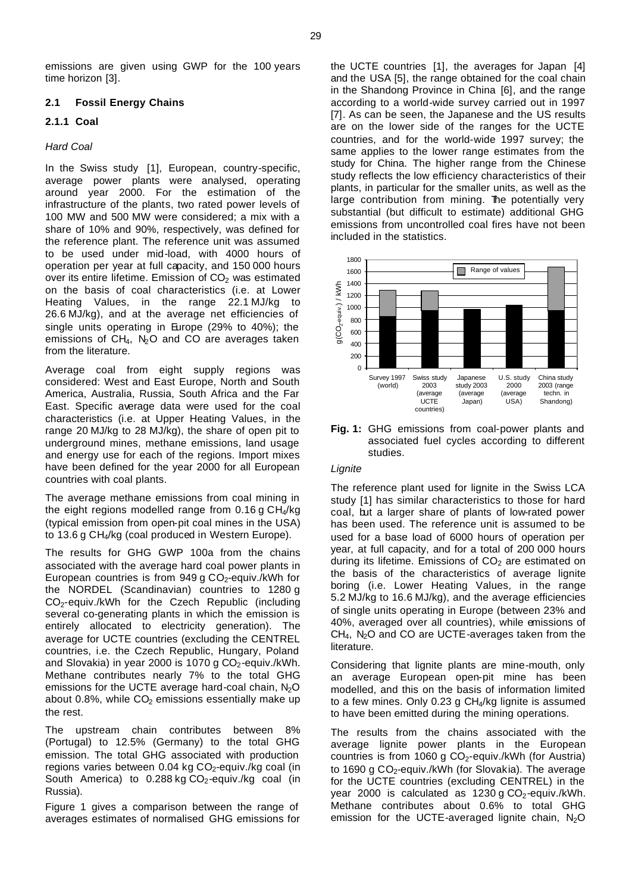emissions are given using GWP for the 100 years time horizon [3].

## 2.1 Fossil Energy Chains

### 2.1.1 Coal

*Hard Coal*

In the Swiss study [1], European, country-specific, average power plants were analysed, operating around year 2000. For the estimation of the infrastructure of the plants, two rated power levels of 100 MW and 500 MW were considered; a mix with a share of 10% and 90%, respectively, was defined for the reference plant. The reference unit was assumed to be used under mid-load, with 4000 hours of operation per year at full capacity, and 150 000 hours over its entire lifetime. Emission of $CO_2$ was estimated on the basis of coal characteristics (i.e. at Lower Heating Values, in the range 22.1 MJ/kg to 26.6 MJ/kg), and at the average net efficiencies of single units operating in Europe (29% to 40%); the emissions of $CH_4$, $N_2O$ and CO are averages taken from the literature.

Average coal from eight supply regions was considered: West and East Europe, North and South America, Australia, Russia, South Africa and the Far East. Specific average data were used for the coal characteristics (i.e. at Upper Heating Values, in the range 20 MJ/kg to 28 MJ/kg), the share of open pit to underground mines, methane emissions, land usage and energy use for each of the regions. Import mixes have been defined for the year 2000 for all European countries with coal plants.

The average methane emissions from coal mining in the eight regions modelled range from 0.16 g $CH_4$/kg (typical emission from open-pit coal mines in the USA) to 13.6 g $CH_4$/kg (coal produced in Western Europe).

The results for GHG GWP 100a from the chains associated with the average hard coal power plants in European countries is from 949 g $CO_2$-equiv./kWh for the NORDEL (Scandinavian) countries to 1280 g $CO_2$-equiv./kWh for the Czech Republic (including several co-generating plants in which the emission is entirely allocated to electricity generation). The average for UCTE countries (excluding the CENTREL countries, i.e. the Czech Republic, Hungary, Poland and Slovakia) in year 2000 is 1070 g $CO_2$-equiv./kWh. Methane contributes nearly 7% to the total GHG emissions for the UCTE average hard-coal chain, $N_2O$ about 0.8%, while $CO_2$ emissions essentially make up the rest.

The upstream chain contributes between 8% (Portugal) to 12.5% (Germany) to the total GHG emission. The total GHG associated with production regions varies between 0.04 kg $CO_2$-equiv./kg coal (in South America) to 0.288 kg $CO_2$-equiv./kg coal (in Russia).

Figure 1 gives a comparison between the range of averages estimates of normalised GHG emissions for the UCTE countries [1], the averages for Japan [4] and the USA [5], the range obtained for the coal chain in the Shandong Province in China [6], and the range according to a world-wide survey carried out in 1997 [7]. As can be seen, the Japanese and the US results are on the lower side of the ranges for the UCTE countries, and for the world-wide 1997 survey; the same applies to the lower range estimates from the study for China. The higher range from the Chinese study reflects the low efficiency characteristics of their plants, in particular for the smaller units, as well as the large contribution from mining. The potentially very substantial (but difficult to estimate) additional GHG emissions from uncontrolled coal fires have not been included in the statistics.

**Fig. 1:** GHG emissions from coal-power plants and associated fuel cycles according to different studies.

*Lignite*

The reference plant used for lignite in the Swiss LCA study [1] has similar characteristics to those for hard coal, but a larger share of plants of low-rated power has been used. The reference unit is assumed to be used for a base load of 6000 hours of operation per year, at full capacity, and for a total of 200 000 hours during its lifetime. Emissions of $CO_2$ are estimated on the basis of the characteristics of average lignite boring (i.e. Lower Heating Values, in the range 5.2 MJ/kg to 16.6 MJ/kg), and the average efficiencies of single units operating in Europe (between 23% and 40%, averaged over all countries), while emissions of $CH_4$, $N_2O$ and CO are UCTE-averages taken from the literature.

Considering that lignite plants are mine-mouth, only an average European open-pit mine has been modelled, and this on the basis of information limited to a few mines. Only 0.23 g $CH_4$/kg lignite is assumed to have been emitted during the mining operations.

The results from the chains associated with the average lignite power plants in the European countries is from 1060 g $CO_2$-equiv./kWh (for Austria) to 1690 g $CO_2$-equiv./kWh (for Slovakia). The average for the UCTE countries (excluding CENTREL) in the year 2000 is calculated as 1230 g $CO_2$-equiv./kWh. Methane contributes about 0.6% to total GHG emission for the UCTE-averaged lignite chain, $N_2O$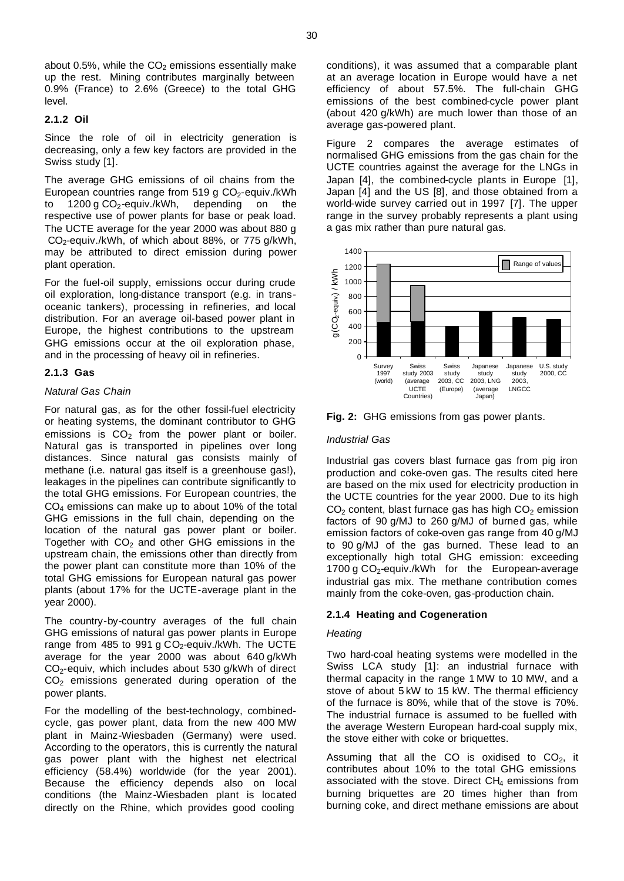about 0.5%, while the $CO_2$ emissions essentially make up the rest. Mining contributes marginally between 0.9% (France) to 2.6% (Greece) to the total GHG level.

### 2.1.2 Oil

Since the role of oil in electricity generation is decreasing, only a few key factors are provided in the Swiss study [1].

The average GHG emissions of oil chains from the European countries range from 519 g $CO_2$-equiv./kWh to 1200 g $CO_2$-equiv./kWh, depending on the respective use of power plants for base or peak load. The UCTE average for the year 2000 was about 880 g $CO_2$-equiv./kWh, of which about 88%, or 775 g/kWh, may be attributed to direct emission during power plant operation.

For the fuel-oil supply, emissions occur during crude oil exploration, long-distance transport (e.g. in trans-oceanic tankers), processing in refineries, and local distribution. For an average oil-based power plant in Europe, the highest contributions to the upstream GHG emissions occur at the oil exploration phase, and in the processing of heavy oil in refineries.

### 2.1.3 Gas

*Natural Gas Chain*

For natural gas, as for the other fossil-fuel electricity or heating systems, the dominant contributor to GHG emissions is $CO_2$ from the power plant or boiler. Natural gas is transported in pipelines over long distances. Since natural gas consists mainly of methane (i.e. natural gas itself is a greenhouse gas!), leakages in the pipelines can contribute significantly to the total GHG emissions. For European countries, the $CO_4$ emissions can make up to about 10% of the total GHG emissions in the full chain, depending on the location of the natural gas power plant or boiler. Together with $CO_2$ and other GHG emissions in the upstream chain, the emissions other than directly from the power plant can constitute more than 10% of the total GHG emissions for European natural gas power plants (about 17% for the UCTE-average plant in the year 2000).

The country-by-country averages of the full chain GHG emissions of natural gas power plants in Europe range from 485 to 991 g $CO_2$-equiv./kWh. The UCTE average for the year 2000 was about 640 g/kWh $CO_2$-equiv, which includes about 530 g/kWh of direct $CO_2$ emissions generated during operation of the power plants.

For the modelling of the best-technology, combined-cycle, gas power plant, data from the new 400 MW plant in Mainz-Wiesbaden (Germany) were used. According to the operators, this is currently the natural gas power plant with the highest net electrical efficiency (58.4%) worldwide (for the year 2001). Because the efficiency depends also on local conditions (the Mainz-Wiesbaden plant is located directly on the Rhine, which provides good cooling conditions), it was assumed that a comparable plant at an average location in Europe would have a net efficiency of about 57.5%. The full-chain GHG emissions of the best combined-cycle power plant (about 420 g/kWh) are much lower than those of an average gas-powered plant.

Figure 2 compares the average estimates of normalised GHG emissions from the gas chain for the UCTE countries against the average for the LNGs in Japan [4], the combined-cycle plants in Europe [1], Japan [4] and the US [8], and those obtained from a world-wide survey carried out in 1997 [7]. The upper range in the survey probably represents a plant using a gas mix rather than pure natural gas.

**Fig. 2:** GHG emissions from gas power plants.

*Industrial Gas*

Industrial gas covers blast furnace gas from pig iron production and coke-oven gas. The results cited here are based on the mix used for electricity production in the UCTE countries for the year 2000. Due to its high $CO_2$ content, blast furnace gas has high $CO_2$ emission factors of 90 g/MJ to 260 g/MJ of burned gas, while emission factors of coke-oven gas range from 40 g/MJ to 90 g/MJ of the gas burned. These lead to an exceptionally high total GHG emission: exceeding 1700 g $CO_2$-equiv./kWh for the European-average industrial gas mix. The methane contribution comes mainly from the coke-oven, gas-production chain.

### 2.1.4 Heating and Cogeneration

*Heating*

Two hard-coal heating systems were modelled in the Swiss LCA study [1]: an industrial furnace with thermal capacity in the range 1 MW to 10 MW, and a stove of about 5 kW to 15 kW. The thermal efficiency of the furnace is 80%, while that of the stove is 70%. The industrial furnace is assumed to be fuelled with the average Western European hard-coal supply mix, the stove either with coke or briquettes.

Assuming that all the CO is oxidised to $CO_2$, it contributes about 10% to the total GHG emissions associated with the stove. Direct $CH_4$ emissions from burning briquettes are 20 times higher than from burning coke, and direct methane emissions are about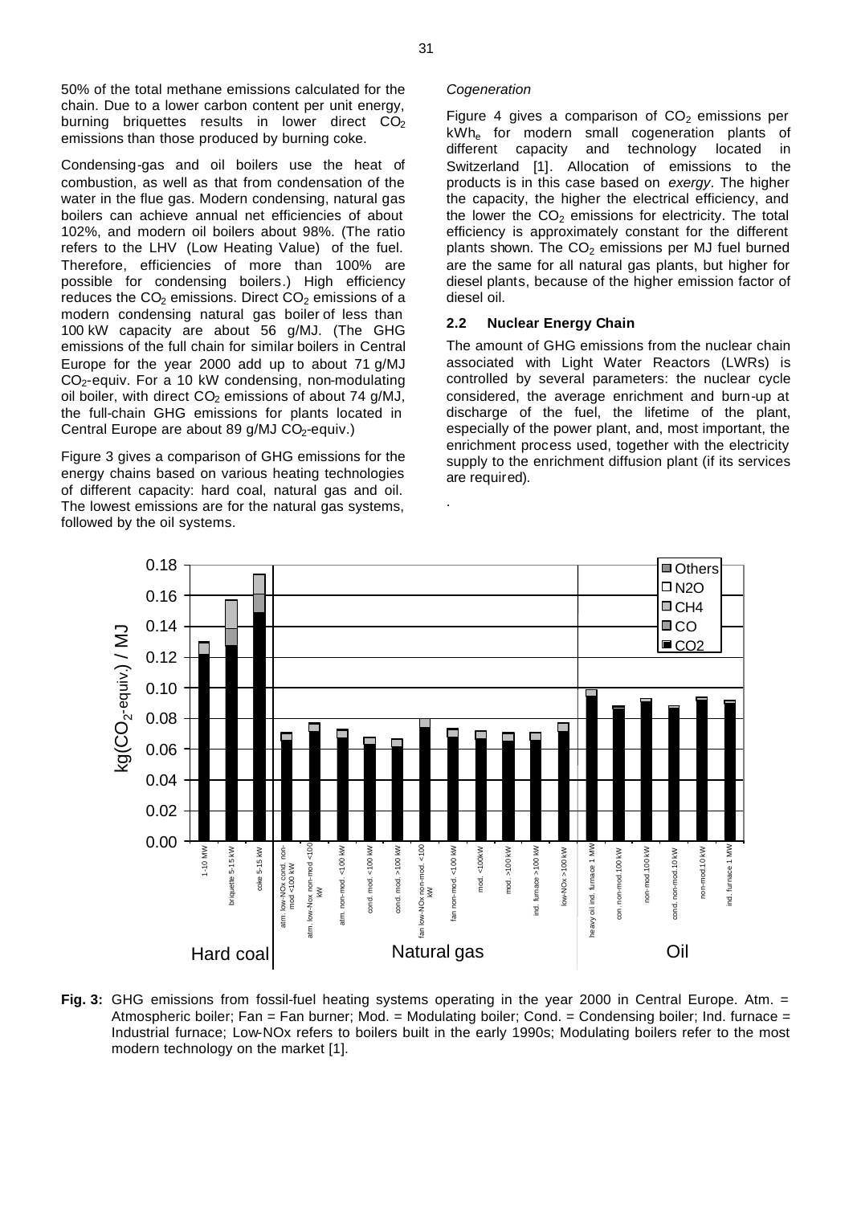50% of the total methane emissions calculated for the chain. Due to a lower carbon content per unit energy, burning briquettes results in lower direct $CO_2$ emissions than those produced by burning coke.

Condensing-gas and oil boilers use the heat of combustion, as well as that from condensation of the water in the flue gas. Modern condensing, natural gas boilers can achieve annual net efficiencies of about 102%, and modern oil boilers about 98%. (The ratio refers to the LHV (Low Heating Value) of the fuel. Therefore, efficiencies of more than 100% are possible for condensing boilers.) High efficiency reduces the $CO_2$ emissions. Direct $CO_2$ emissions of a modern condensing natural gas boiler of less than 100 kW capacity are about 56 g/MJ. (The GHG emissions of the full chain for similar boilers in Central Europe for the year 2000 add up to about 71 g/MJ $CO_2$-equiv. For a 10 kW condensing, non-modulating oil boiler, with direct $CO_2$ emissions of about 74 g/MJ, the full-chain GHG emissions for plants located in Central Europe are about 89 g/MJ $CO_2$-equiv.)

Figure 3 gives a comparison of GHG emissions for the energy chains based on various heating technologies of different capacity: hard coal, natural gas and oil. The lowest emissions are for the natural gas systems, followed by the oil systems.

*Cogeneration*

Figure 4 gives a comparison of $CO_2$ emissions per $kWh_e$ for modern small cogeneration plants of different capacity and technology located in Switzerland [1]. Allocation of emissions to the products is in this case based on *exergy*. The higher the capacity, the higher the electrical efficiency, and the lower the $CO_2$ emissions for electricity. The total efficiency is approximately constant for the different plants shown. The $CO_2$ emissions per MJ fuel burned are the same for all natural gas plants, but higher for diesel plants, because of the higher emission factor of diesel oil.

## 2.2 Nuclear Energy Chain

The amount of GHG emissions from the nuclear chain associated with Light Water Reactors (LWRs) is controlled by several parameters: the nuclear cycle considered, the average enrichment and burn-up at discharge of the fuel, the lifetime of the plant, especially of the power plant, and, most important, the enrichment process used, together with the electricity supply to the enrichment diffusion plant (if its services are required).

**Fig. 3:** GHG emissions from fossil-fuel heating systems operating in the year 2000 in Central Europe. Atm. = Atmospheric boiler; Fan = Fan burner; Mod. = Modulating boiler; Cond. = Condensing boiler; Ind. furnace = Industrial furnace; Low-NOx refers to boilers built in the early 1990s; Modulating boilers refer to the most modern technology on the market [1].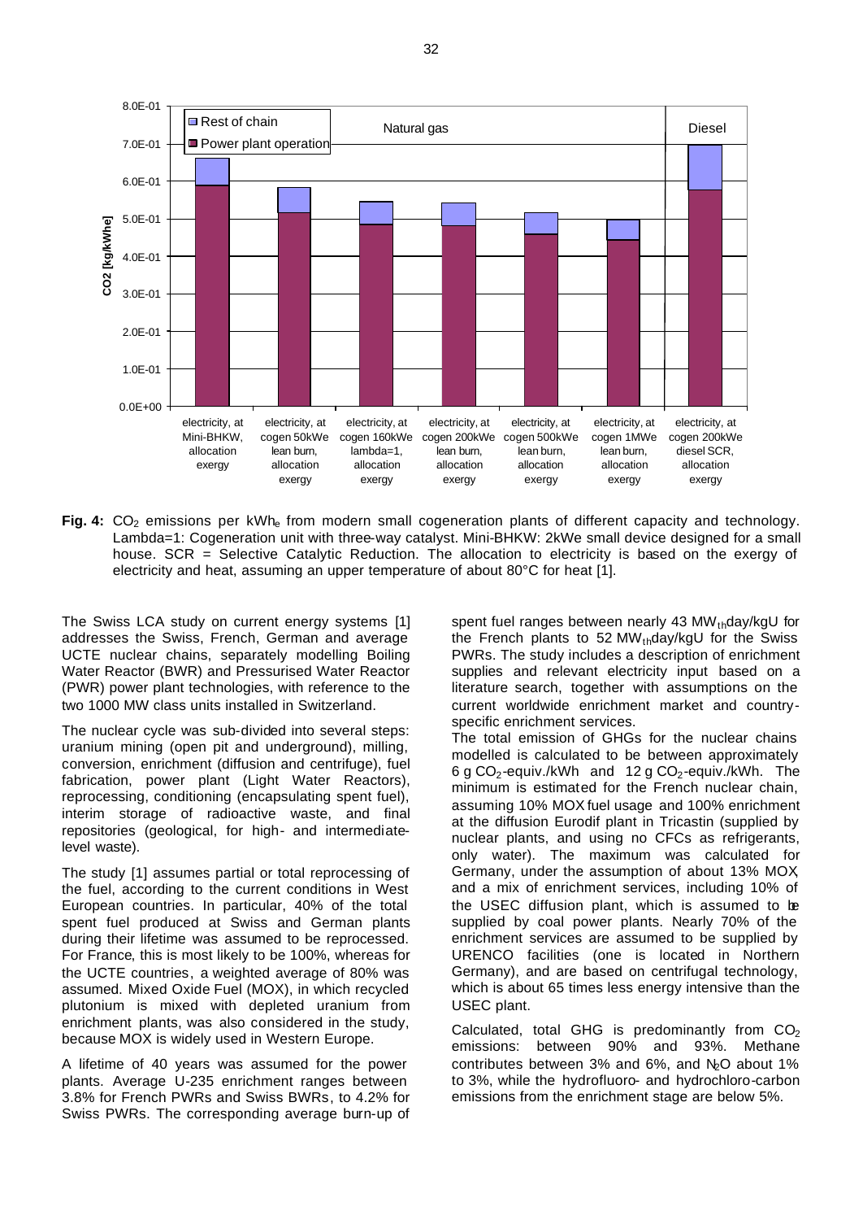**Fig. 4:** $CO_2$ emissions per $kWh_e$ from modern small cogeneration plants of different capacity and technology. Lambda=1: Cogeneration unit with three-way catalyst. Mini-BHKW: 2kWe small device designed for a small house. SCR = Selective Catalytic Reduction. The allocation to electricity is based on the exergy of electricity and heat, assuming an upper temperature of about 80°C for heat [1].

The Swiss LCA study on current energy systems [1] addresses the Swiss, French, German and average UCTE nuclear chains, separately modelling Boiling Water Reactor (BWR) and Pressurised Water Reactor (PWR) power plant technologies, with reference to the two 1000 MW class units installed in Switzerland.

The nuclear cycle was sub-divided into several steps: uranium mining (open pit and underground), milling, conversion, enrichment (diffusion and centrifuge), fuel fabrication, power plant (Light Water Reactors), reprocessing, conditioning (encapsulating spent fuel), interim storage of radioactive waste, and final repositories (geological, for high- and intermediate-level waste).

The study [1] assumes partial or total reprocessing of the fuel, according to the current conditions in West European countries. In particular, 40% of the total spent fuel produced at Swiss and German plants during their lifetime was assumed to be reprocessed. For France, this is most likely to be 100%, whereas for the UCTE countries, a weighted average of 80% was assumed. Mixed Oxide Fuel (MOX), in which recycled plutonium is mixed with depleted uranium from enrichment plants, was also considered in the study, because MOX is widely used in Western Europe.

A lifetime of 40 years was assumed for the power plants. Average U-235 enrichment ranges between 3.8% for French PWRs and Swiss BWRs, to 4.2% for Swiss PWRs. The corresponding average burn-up of spent fuel ranges between nearly 43 $MW_{th}$day/kgU for the French plants to 52 $MW_{th}$day/kgU for the Swiss PWRs. The study includes a description of enrichment supplies and relevant electricity input based on a literature search, together with assumptions on the current worldwide enrichment market and country-specific enrichment services.

The total emission of GHGs for the nuclear chains modelled is calculated to be between approximately 6 g $CO_2$-equiv./kWh and 12 g $CO_2$-equiv./kWh. The minimum is estimated for the French nuclear chain, assuming 10% MOX fuel usage and 100% enrichment at the diffusion Eurodif plant in Tricastin (supplied by nuclear plants, and using no CFCs as refrigerants, only water). The maximum was calculated for Germany, under the assumption of about 13% MOX, and a mix of enrichment services, including 10% of the USEC diffusion plant, which is assumed to be supplied by coal power plants. Nearly 70% of the enrichment services are assumed to be supplied by URENCO facilities (one is located in Northern Germany), and are based on centrifugal technology, which is about 65 times less energy intensive than the USEC plant.

Calculated, total GHG is predominantly from $CO_2$ emissions: between 90% and 93%. Methane contributes between 3% and 6%, and $N_2O$ about 1% to 3%, while the hydrofluoro- and hydrochloro-carbon emissions from the enrichment stage are below 5%.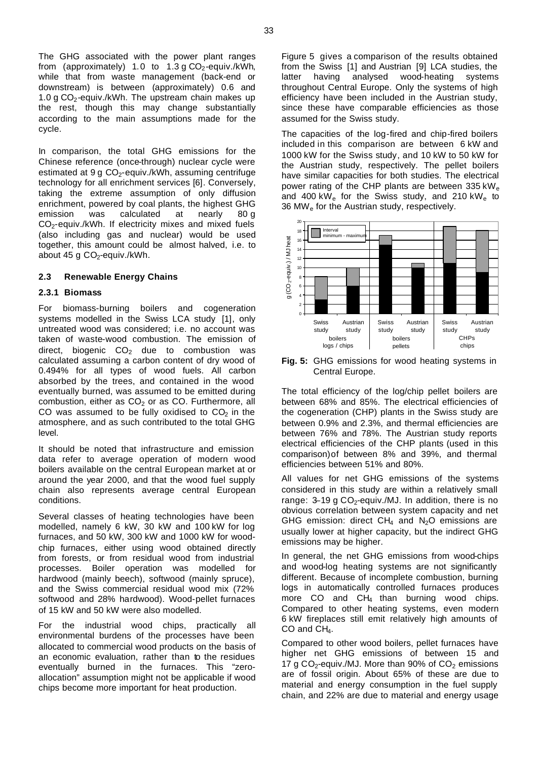The GHG associated with the power plant ranges from (approximately) 1.0 to 1.3 g $CO_2$-equiv./kWh, while that from waste management (back-end or downstream) is between (approximately) 0.6 and 1.0 g $CO_2$-equiv./kWh. The upstream chain makes up the rest, though this may change substantially according to the main assumptions made for the cycle.

In comparison, the total GHG emissions for the Chinese reference (once-through) nuclear cycle were estimated at 9 g $CO_2$-equiv./kWh, assuming centrifuge technology for all enrichment services [6]. Conversely, taking the extreme assumption of only diffusion enrichment, powered by coal plants, the highest GHG emission was calculated at nearly 80 g $CO_2$-equiv./kWh. If electricity mixes and mixed fuels (also including gas and nuclear) would be used together, this amount could be almost halved, i.e. to about 45 g $CO_2$-equiv./kWh.

## 2.3 Renewable Energy Chains

### 2.3.1 Biomass

For biomass-burning boilers and cogeneration systems modelled in the Swiss LCA study [1], only untreated wood was considered; i.e. no account was taken of waste-wood combustion. The emission of direct, biogenic $CO_2$ due to combustion was calculated assuming a carbon content of dry wood of 0.494% for all types of wood fuels. All carbon absorbed by the trees, and contained in the wood eventually burned, was assumed to be emitted during combustion, either as $CO_2$ or as CO. Furthermore, all CO was assumed to be fully oxidised to $CO_2$ in the atmosphere, and as such contributed to the total GHG level.

It should be noted that infrastructure and emission data refer to average operation of modern wood boilers available on the central European market at or around the year 2000, and that the wood fuel supply chain also represents average central European conditions.

Several classes of heating technologies have been modelled, namely 6 kW, 30 kW and 100 kW for log furnaces, and 50 kW, 300 kW and 1000 kW for wood-chip furnaces, either using wood obtained directly from forests, or from residual wood from industrial processes. Boiler operation was modelled for hardwood (mainly beech), softwood (mainly spruce), and the Swiss commercial residual wood mix (72% softwood and 28% hardwood). Wood-pellet furnaces of 15 kW and 50 kW were also modelled.

For the industrial wood chips, practically all environmental burdens of the processes have been allocated to commercial wood products on the basis of an economic evaluation, rather than to the residues eventually burned in the furnaces. This "zero-allocation" assumption might not be applicable if wood chips become more important for heat production.

Figure 5 gives a comparison of the results obtained from the Swiss [1] and Austrian [9] LCA studies, the latter having analysed wood-heating systems throughout Central Europe. Only the systems of high efficiency have been included in the Austrian study, since these have comparable efficiencies as those assumed for the Swiss study.

The capacities of the log-fired and chip-fired boilers included in this comparison are between 6 kW and 1000 kW for the Swiss study, and 10 kW to 50 kW for the Austrian study, respectively. The pellet boilers have similar capacities for both studies. The electrical power rating of the CHP plants are between 335 $kW_e$ and 400 $kW_e$ for the Swiss study, and 210 $kW_e$ to 36 $MW_e$ for the Austrian study, respectively.

**Fig. 5:** GHG emissions for wood heating systems in Central Europe.

The total efficiency of the log/chip pellet boilers are between 68% and 85%. The electrical efficiencies of the cogeneration (CHP) plants in the Swiss study are between 0.9% and 2.3%, and thermal efficiencies are between 76% and 78%. The Austrian study reports electrical efficiencies of the CHP plants (used in this comparison) of between 8% and 39%, and thermal efficiencies between 51% and 80%.

All values for net GHG emissions of the systems considered in this study are within a relatively small range: 3–19 g $CO_2$-equiv./MJ. In addition, there is no obvious correlation between system capacity and net GHG emission: direct $CH_4$ and $N_2O$ emissions are usually lower at higher capacity, but the indirect GHG emissions may be higher.

In general, the net GHG emissions from wood-chips and wood-log heating systems are not significantly different. Because of incomplete combustion, burning logs in automatically controlled furnaces produces more CO and $CH_4$ than burning wood chips. Compared to other heating systems, even modern 6 kW fireplaces still emit relatively high amounts of CO and $CH_4$.

Compared to other wood boilers, pellet furnaces have higher net GHG emissions of between 15 and 17 g $CO_2$-equiv./MJ. More than 90% of $CO_2$ emissions are of fossil origin. About 65% of these are due to material and energy consumption in the fuel supply chain, and 22% are due to material and energy usage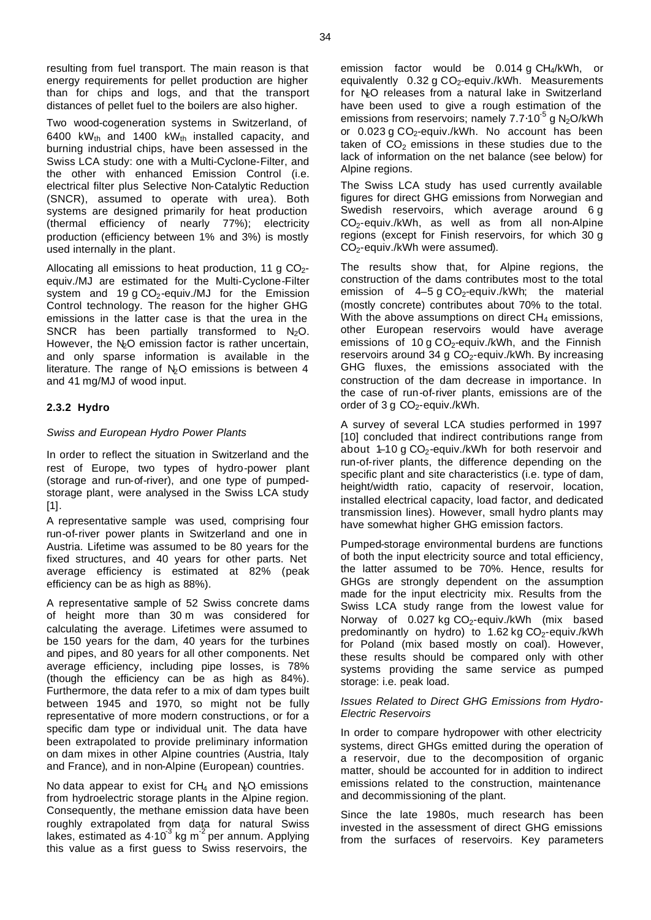resulting from fuel transport. The main reason is that energy requirements for pellet production are higher than for chips and logs, and that the transport distances of pellet fuel to the boilers are also higher.

Two wood-cogeneration systems in Switzerland, of 6400 $kW_{th}$ and 1400 $kW_{th}$ installed capacity, and burning industrial chips, have been assessed in the Swiss LCA study: one with a Multi-Cyclone-Filter, and the other with enhanced Emission Control (i.e. electrical filter plus Selective Non-Catalytic Reduction (SNCR), assumed to operate with urea). Both systems are designed primarily for heat production (thermal efficiency of nearly 77%); electricity production (efficiency between 1% and 3%) is mostly used internally in the plant.

Allocating all emissions to heat production, 11 g $CO_2$-equiv./MJ are estimated for the Multi-Cyclone-Filter system and 19 g $CO_2$-equiv./MJ for the Emission Control technology. The reason for the higher GHG emissions in the latter case is that the urea in the SNCR has been partially transformed to $N_2O$. However, the $N_2O$ emission factor is rather uncertain, and only sparse information is available in the literature. The range of $N_2O$ emissions is between 4 and 41 mg/MJ of wood input.

### 2.3.2 Hydro

*Swiss and European Hydro Power Plants*

In order to reflect the situation in Switzerland and the rest of Europe, two types of hydro-power plant (storage and run-of-river), and one type of pumped-storage plant, were analysed in the Swiss LCA study [1].

A representative sample was used, comprising four run-of-river power plants in Switzerland and one in Austria. Lifetime was assumed to be 80 years for the fixed structures, and 40 years for other parts. Net average efficiency is estimated at 82% (peak efficiency can be as high as 88%).

A representative sample of 52 Swiss concrete dams of height more than 30 m was considered for calculating the average. Lifetimes were assumed to be 150 years for the dam, 40 years for the turbines and pipes, and 80 years for all other components. Net average efficiency, including pipe losses, is 78% (though the efficiency can be as high as 84%). Furthermore, the data refer to a mix of dam types built between 1945 and 1970, so might not be fully representative of more modern constructions, or for a specific dam type or individual unit. The data have been extrapolated to provide preliminary information on dam mixes in other Alpine countries (Austria, Italy and France), and in non-Alpine (European) countries.

No data appear to exist for $CH_4$ and $N_2O$ emissions from hydroelectric storage plants in the Alpine region. Consequently, the methane emission data have been roughly extrapolated from data for natural Swiss lakes, estimated as $4{\cdot}10^{-3}$ kg $m^{-2}$ per annum. Applying this value as a first guess to Swiss reservoirs, the emission factor would be 0.014 g $CH_4$/kWh, or equivalently 0.32 g $CO_2$-equiv./kWh. Measurements for $N_2O$ releases from a natural lake in Switzerland have been used to give a rough estimation of the emissions from reservoirs; namely $7.7{\cdot}10^{-5}$ g $N_2O$/kWh or 0.023 g $CO_2$-equiv./kWh. No account has been taken of $CO_2$ emissions in these studies due to the lack of information on the net balance (see below) for Alpine regions.

The Swiss LCA study has used currently available figures for direct GHG emissions from Norwegian and Swedish reservoirs, which average around 6 g $CO_2$-equiv./kWh, as well as from all non-Alpine regions (except for Finish reservoirs, for which 30 g $CO_2$-equiv./kWh were assumed).

The results show that, for Alpine regions, the construction of the dams contributes most to the total emission of 4–5 g $CO_2$-equiv./kWh; the material (mostly concrete) contributes about 70% to the total. With the above assumptions on direct $CH_4$ emissions, other European reservoirs would have average emissions of 10 g $CO_2$-equiv./kWh, and the Finnish reservoirs around 34 g $CO_2$-equiv./kWh. By increasing GHG fluxes, the emissions associated with the construction of the dam decrease in importance. In the case of run-of-river plants, emissions are of the order of 3 g $CO_2$-equiv./kWh.

A survey of several LCA studies performed in 1997 [10] concluded that indirect contributions range from about 1–10 g $CO_2$-equiv./kWh for both reservoir and run-of-river plants, the difference depending on the specific plant and site characteristics (i.e. type of dam, height/width ratio, capacity of reservoir, location, installed electrical capacity, load factor, and dedicated transmission lines). However, small hydro plants may have somewhat higher GHG emission factors.

Pumped-storage environmental burdens are functions of both the input electricity source and total efficiency, the latter assumed to be 70%. Hence, results for GHGs are strongly dependent on the assumption made for the input electricity mix. Results from the Swiss LCA study range from the lowest value for Norway of 0.027 kg $CO_2$-equiv./kWh (mix based predominantly on hydro) to 1.62 kg $CO_2$-equiv./kWh for Poland (mix based mostly on coal). However, these results should be compared only with other systems providing the same service as pumped storage: i.e. peak load.

*Issues Related to Direct GHG Emissions from Hydro-Electric Reservoirs*

In order to compare hydropower with other electricity systems, direct GHGs emitted during the operation of a reservoir, due to the decomposition of organic matter, should be accounted for in addition to indirect emissions related to the construction, maintenance and decommissioning of the plant.

Since the late 1980s, much research has been invested in the assessment of direct GHG emissions from the surfaces of reservoirs. Key parameters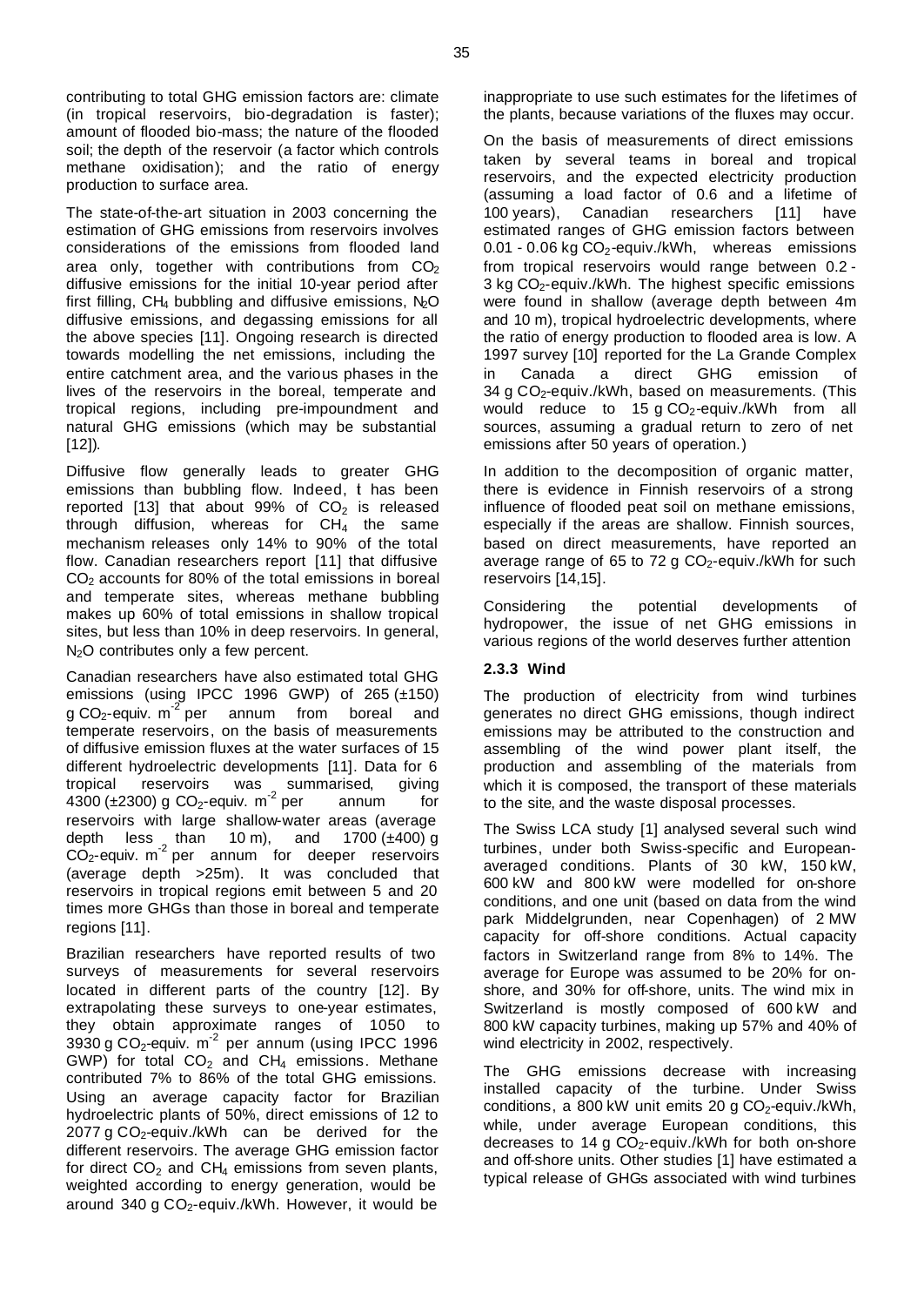contributing to total GHG emission factors are: climate (in tropical reservoirs, bio-degradation is faster); amount of flooded bio-mass; the nature of the flooded soil; the depth of the reservoir (a factor which controls methane oxidisation); and the ratio of energy production to surface area.

The state-of-the-art situation in 2003 concerning the estimation of GHG emissions from reservoirs involves considerations of the emissions from flooded land area only, together with contributions from $CO_2$ diffusive emissions for the initial 10-year period after first filling, $CH_4$ bubbling and diffusive emissions, $N_2O$ diffusive emissions, and degassing emissions for all the above species [11]. Ongoing research is directed towards modelling the net emissions, including the entire catchment area, and the various phases in the lives of the reservoirs in the boreal, temperate and tropical regions, including pre-impoundment and natural GHG emissions (which may be substantial [12]).

Diffusive flow generally leads to greater GHG emissions than bubbling flow. Indeed, t has been reported [13] that about 99% of $CO_2$ is released through diffusion, whereas for $CH_4$ the same mechanism releases only 14% to 90% of the total flow. Canadian researchers report [11] that diffusive $CO_2$ accounts for 80% of the total emissions in boreal and temperate sites, whereas methane bubbling makes up 60% of total emissions in shallow tropical sites, but less than 10% in deep reservoirs. In general, $N_2O$ contributes only a few percent.

Canadian researchers have also estimated total GHG emissions (using IPCC 1996 GWP) of 265 (±150) g $CO_2$-equiv. $m^{-2}$ per annum from boreal and temperate reservoirs, on the basis of measurements of diffusive emission fluxes at the water surfaces of 15 different hydroelectric developments [11]. Data for 6 tropical reservoirs was summarised, giving 4300 (±2300) g $CO_2$-equiv. $m^{-2}$ per annum for reservoirs with large shallow-water areas (average depth less than 10 m), and 1700 (±400) g $CO_2$-equiv. $m^{-2}$ per annum for deeper reservoirs (average depth >25m). It was concluded that reservoirs in tropical regions emit between 5 and 20 times more GHGs than those in boreal and temperate regions [11].

Brazilian researchers have reported results of two surveys of measurements for several reservoirs located in different parts of the country [12]. By extrapolating these surveys to one-year estimates, they obtain approximate ranges of 1050 to 3930 g $CO_2$-equiv. $m^{-2}$ per annum (using IPCC 1996 GWP) for total $CO_2$ and $CH_4$ emissions. Methane contributed 7% to 86% of the total GHG emissions. Using an average capacity factor for Brazilian hydroelectric plants of 50%, direct emissions of 12 to 2077 g $CO_2$-equiv./kWh can be derived for the different reservoirs. The average GHG emission factor for direct $CO_2$ and $CH_4$ emissions from seven plants, weighted according to energy generation, would be around 340 g $CO_2$-equiv./kWh. However, it would be inappropriate to use such estimates for the lifetimes of the plants, because variations of the fluxes may occur.

On the basis of measurements of direct emissions taken by several teams in boreal and tropical reservoirs, and the expected electricity production (assuming a load factor of 0.6 and a lifetime of 100 years), Canadian researchers [11] have estimated ranges of GHG emission factors between 0.01 - 0.06 kg $CO_2$-equiv./kWh, whereas emissions from tropical reservoirs would range between 0.2 - 3 kg $CO_2$-equiv./kWh. The highest specific emissions were found in shallow (average depth between 4m and 10 m), tropical hydroelectric developments, where the ratio of energy production to flooded area is low. A 1997 survey [10] reported for the La Grande Complex in Canada a direct GHG emission of 34 g $CO_2$-equiv./kWh, based on measurements. (This would reduce to 15 g $CO_2$-equiv./kWh from all sources, assuming a gradual return to zero of net emissions after 50 years of operation.)

In addition to the decomposition of organic matter, there is evidence in Finnish reservoirs of a strong influence of flooded peat soil on methane emissions, especially if the areas are shallow. Finnish sources, based on direct measurements, have reported an average range of 65 to 72 g $CO_2$-equiv./kWh for such reservoirs [14,15].

Considering the potential developments of hydropower, the issue of net GHG emissions in various regions of the world deserves further attention

### 2.3.3 Wind

The production of electricity from wind turbines generates no direct GHG emissions, though indirect emissions may be attributed to the construction and assembling of the wind power plant itself, the production and assembling of the materials from which it is composed, the transport of these materials to the site, and the waste disposal processes.

The Swiss LCA study [1] analysed several such wind turbines, under both Swiss-specific and European-averaged conditions. Plants of 30 kW, 150 kW, 600 kW and 800 kW were modelled for on-shore conditions, and one unit (based on data from the wind park Middelgrunden, near Copenhagen) of 2 MW capacity for off-shore conditions. Actual capacity factors in Switzerland range from 8% to 14%. The average for Europe was assumed to be 20% for on-shore, and 30% for off-shore, units. The wind mix in Switzerland is mostly composed of 600 kW and 800 kW capacity turbines, making up 57% and 40% of wind electricity in 2002, respectively.

The GHG emissions decrease with increasing installed capacity of the turbine. Under Swiss conditions, a 800 kW unit emits 20 g $CO_2$-equiv./kWh, while, under average European conditions, this decreases to 14 g $CO_2$-equiv./kWh for both on-shore and off-shore units. Other studies [1] have estimated a typical release of GHGs associated with wind turbines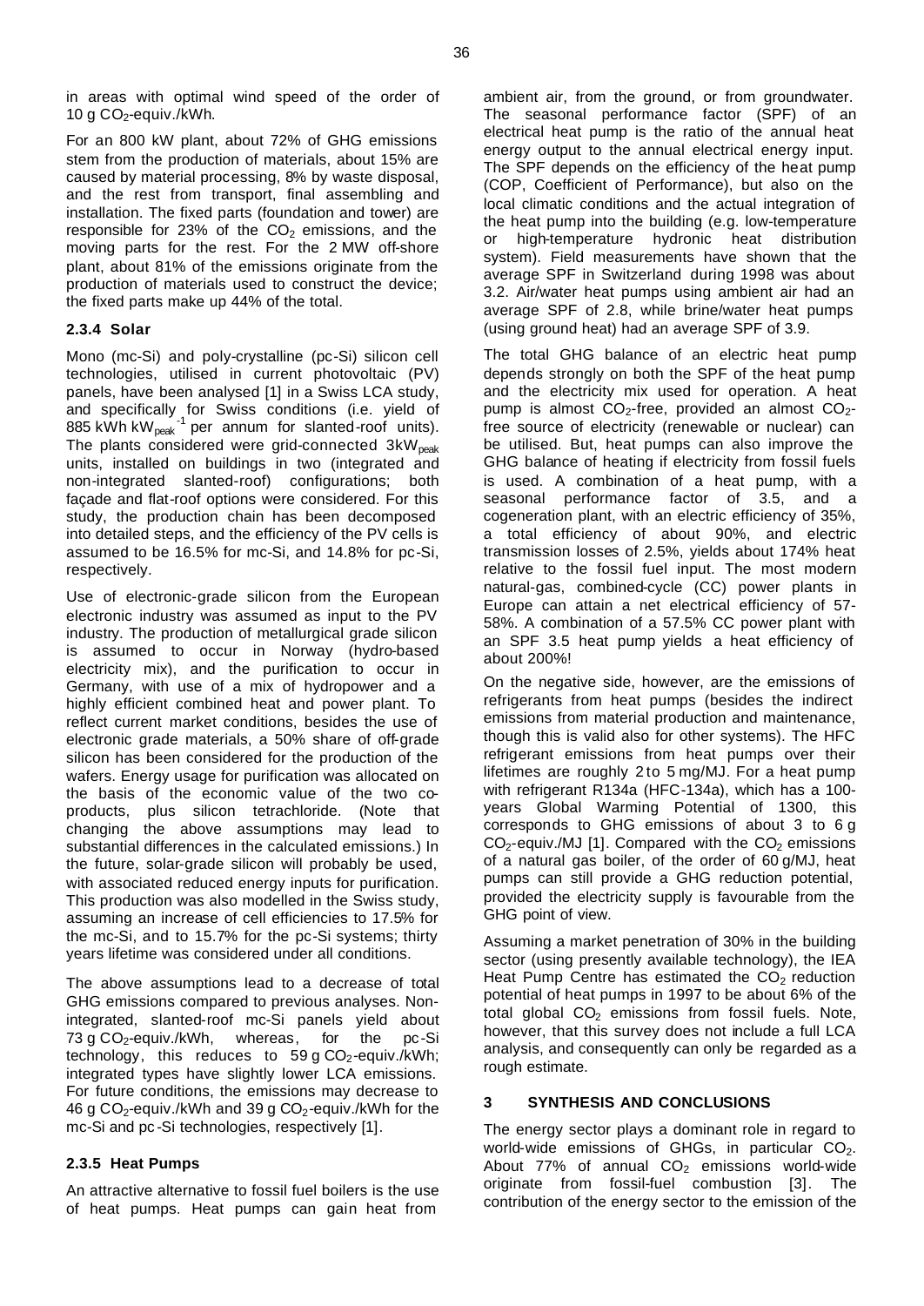in areas with optimal wind speed of the order of 10 g $CO_2$-equiv./kWh.

For an 800 kW plant, about 72% of GHG emissions stem from the production of materials, about 15% are caused by material processing, 8% by waste disposal, and the rest from transport, final assembling and installation. The fixed parts (foundation and tower) are responsible for 23% of the $CO_2$ emissions, and the moving parts for the rest. For the 2 MW off-shore plant, about 81% of the emissions originate from the production of materials used to construct the device; the fixed parts make up 44% of the total.

### 2.3.4 Solar

Mono (mc-Si) and poly-crystalline (pc-Si) silicon cell technologies, utilised in current photovoltaic (PV) panels, have been analysed [1] in a Swiss LCA study, and specifically for Swiss conditions (i.e. yield of 885 kWh $kW_{peak}^{-1}$ per annum for slanted-roof units). The plants considered were grid-connected 3$kW_{peak}$ units, installed on buildings in two (integrated and non-integrated slanted-roof) configurations; both façade and flat-roof options were considered. For this study, the production chain has been decomposed into detailed steps, and the efficiency of the PV cells is assumed to be 16.5% for mc-Si, and 14.8% for pc-Si, respectively.

Use of electronic-grade silicon from the European electronic industry was assumed as input to the PV industry. The production of metallurgical grade silicon is assumed to occur in Norway (hydro-based electricity mix), and the purification to occur in Germany, with use of a mix of hydropower and a highly efficient combined heat and power plant. To reflect current market conditions, besides the use of electronic grade materials, a 50% share of off-grade silicon has been considered for the production of the wafers. Energy usage for purification was allocated on the basis of the economic value of the two co-products, plus silicon tetrachloride. (Note that changing the above assumptions may lead to substantial differences in the calculated emissions.) In the future, solar-grade silicon will probably be used, with associated reduced energy inputs for purification. This production was also modelled in the Swiss study, assuming an increase of cell efficiencies to 17.5% for the mc-Si, and to 15.7% for the pc-Si systems; thirty years lifetime was considered under all conditions.

The above assumptions lead to a decrease of total GHG emissions compared to previous analyses. Non-integrated, slanted-roof mc-Si panels yield about 73 g $CO_2$-equiv./kWh, whereas, for the pc-Si technology, this reduces to 59 g $CO_2$-equiv./kWh; integrated types have slightly lower LCA emissions. For future conditions, the emissions may decrease to 46 g $CO_2$-equiv./kWh and 39 g $CO_2$-equiv./kWh for the mc-Si and pc-Si technologies, respectively [1].

### 2.3.5 Heat Pumps

An attractive alternative to fossil fuel boilers is the use of heat pumps. Heat pumps can gain heat from ambient air, from the ground, or from groundwater. The seasonal performance factor (SPF) of an electrical heat pump is the ratio of the annual heat energy output to the annual electrical energy input. The SPF depends on the efficiency of the heat pump (COP, Coefficient of Performance), but also on the local climatic conditions and the actual integration of the heat pump into the building (e.g. low-temperature or high-temperature hydronic heat distribution system). Field measurements have shown that the average SPF in Switzerland during 1998 was about 3.2. Air/water heat pumps using ambient air had an average SPF of 2.8, while brine/water heat pumps (using ground heat) had an average SPF of 3.9.

The total GHG balance of an electric heat pump depends strongly on both the SPF of the heat pump and the electricity mix used for operation. A heat pump is almost $CO_2$-free, provided an almost $CO_2$-free source of electricity (renewable or nuclear) can be utilised. But, heat pumps can also improve the GHG balance of heating if electricity from fossil fuels is used. A combination of a heat pump, with a seasonal performance factor of 3.5, and a cogeneration plant, with an electric efficiency of 35%, a total efficiency of about 90%, and electric transmission losses of 2.5%, yields about 174% heat relative to the fossil fuel input. The most modern natural-gas, combined-cycle (CC) power plants in Europe can attain a net electrical efficiency of 57-58%. A combination of a 57.5% CC power plant with an SPF 3.5 heat pump yields a heat efficiency of about 200%!

On the negative side, however, are the emissions of refrigerants from heat pumps (besides the indirect emissions from material production and maintenance, though this is valid also for other systems). The HFC refrigerant emissions from heat pumps over their lifetimes are roughly 2 to 5 mg/MJ. For a heat pump with refrigerant R134a (HFC-134a), which has a 100-years Global Warming Potential of 1300, this corresponds to GHG emissions of about 3 to 6 g $CO_2$-equiv./MJ [1]. Compared with the $CO_2$ emissions of a natural gas boiler, of the order of 60 g/MJ, heat pumps can still provide a GHG reduction potential, provided the electricity supply is favourable from the GHG point of view.

Assuming a market penetration of 30% in the building sector (using presently available technology), the IEA Heat Pump Centre has estimated the $CO_2$ reduction potential of heat pumps in 1997 to be about 6% of the total global $CO_2$ emissions from fossil fuels. Note, however, that this survey does not include a full LCA analysis, and consequently can only be regarded as a rough estimate.

## 3 SYNTHESIS AND CONCLUSIONS

The energy sector plays a dominant role in regard to world-wide emissions of GHGs, in particular $CO_2$. About 77% of annual $CO_2$ emissions world-wide originate from fossil-fuel combustion [3]. The contribution of the energy sector to the emission of the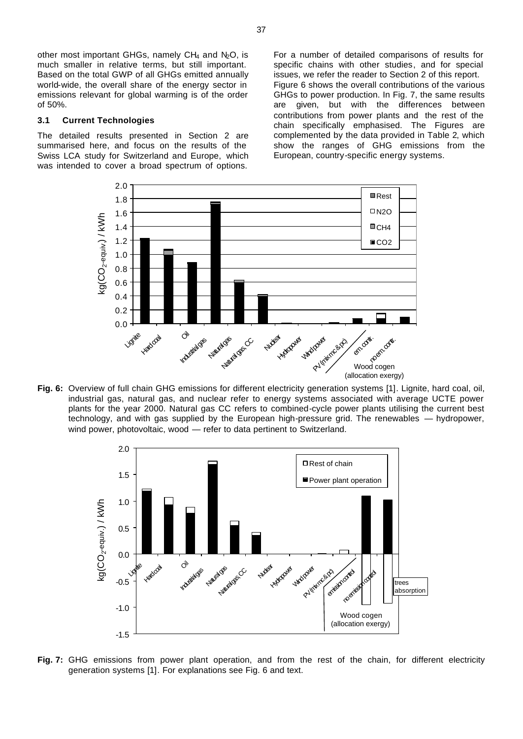other most important GHGs, namely $CH_4$ and $N_2O$, is much smaller in relative terms, but still important. Based on the total GWP of all GHGs emitted annually world-wide, the overall share of the energy sector in emissions relevant for global warming is of the order of 50%.

### 3.1 Current Technologies

The detailed results presented in Section 2 are summarised here, and focus on the results of the Swiss LCA study for Switzerland and Europe, which was intended to cover a broad spectrum of options.

For a number of detailed comparisons of results for specific chains with other studies, and for special issues, we refer the reader to Section 2 of this report. Figure 6 shows the overall contributions of the various GHGs to power production. In Fig. 7, the same results are given, but with the differences between contributions from power plants and the rest of the chain specifically emphasised. The Figures are complemented by the data provided in Table 2, which show the ranges of GHG emissions from the European, country-specific energy systems.

**Fig. 6:** Overview of full chain GHG emissions for different electricity generation systems [1]. Lignite, hard coal, oil, industrial gas, natural gas, and nuclear refer to energy systems associated with average UCTE power plants for the year 2000. Natural gas CC refers to combined-cycle power plants utilising the current best technology, and with gas supplied by the European high-pressure grid. The renewables — hydropower, wind power, photovoltaic, wood — refer to data pertinent to Switzerland.

**Fig. 7:** GHG emissions from power plant operation, and from the rest of the chain, for different electricity generation systems [1]. For explanations see Fig. 6 and text.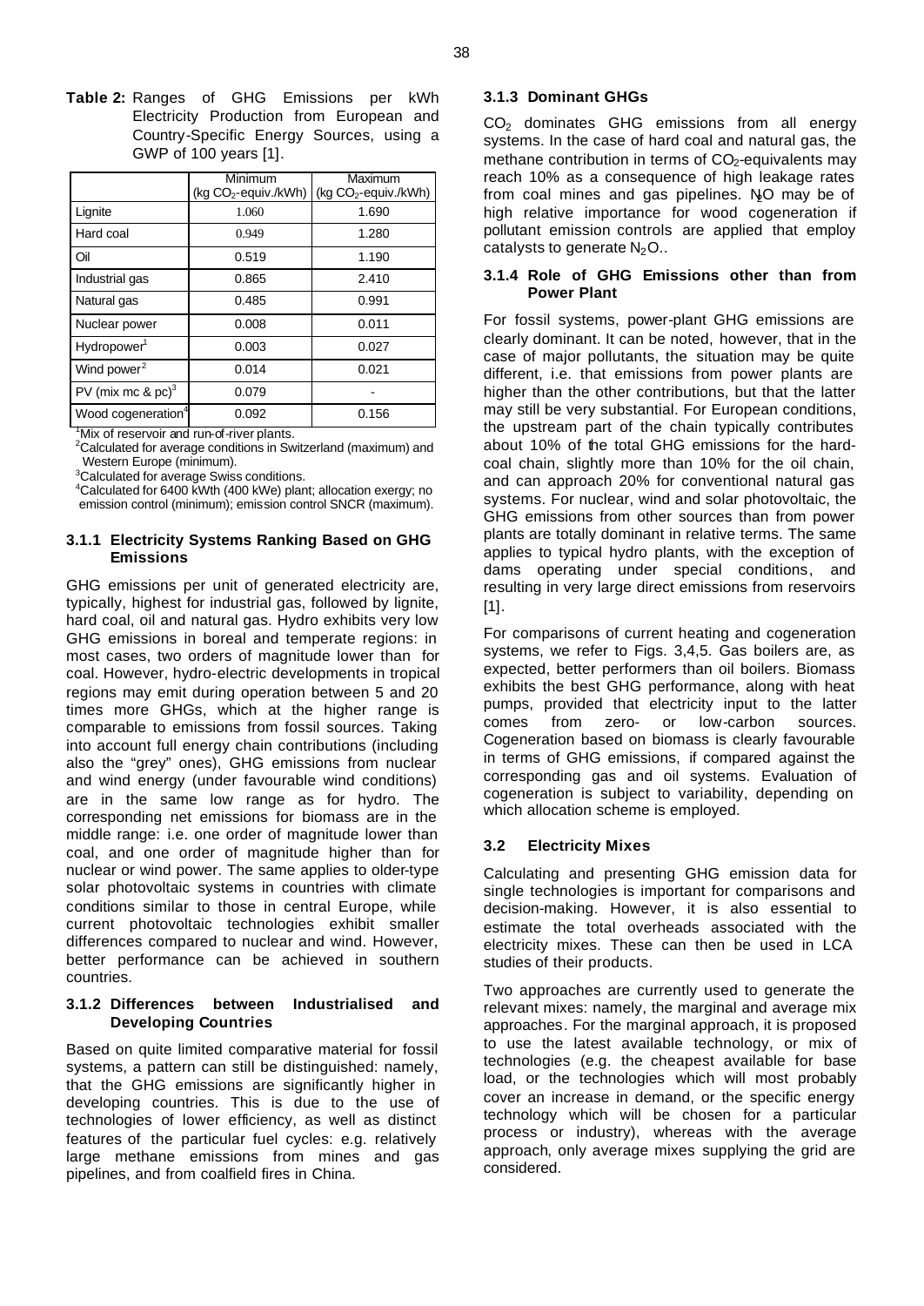**Table 2:** Ranges of GHG Emissions per kWh Electricity Production from European and Country-Specific Energy Sources, using a GWP of 100 years [1].

| | Minimum (kg $CO_2$-equiv./kWh) | Maximum (kg $CO_2$-equiv./kWh) |
|---|---|---|
| Lignite | 1.060 | 1.690 |
| Hard coal | 0.949 | 1.280 |
| Oil | 0.519 | 1.190 |
| Industrial gas | 0.865 | 2.410 |
| Natural gas | 0.485 | 0.991 |
| Nuclear power | 0.008 | 0.011 |
| Hydropower[1] | 0.003 | 0.027 |
| Wind power[2] | 0.014 | 0.021 |
| PV (mix mc & pc)[3] | 0.079 | - |
| Wood cogeneration[4] | 0.092 | 0.156 |

[1]Mix of reservoir and run-of-river plants.
[2]Calculated for average conditions in Switzerland (maximum) and Western Europe (minimum).
[3]Calculated for average Swiss conditions.
[4]Calculated for 6400 kWth (400 kWe) plant; allocation exergy; no emission control (minimum); emission control SNCR (maximum).

### 3.1.1 Electricity Systems Ranking Based on GHG Emissions

GHG emissions per unit of generated electricity are, typically, highest for industrial gas, followed by lignite, hard coal, oil and natural gas. Hydro exhibits very low GHG emissions in boreal and temperate regions: in most cases, two orders of magnitude lower than for coal. However, hydro-electric developments in tropical regions may emit during operation between 5 and 20 times more GHGs, which at the higher range is comparable to emissions from fossil sources. Taking into account full energy chain contributions (including also the "grey" ones), GHG emissions from nuclear and wind energy (under favourable wind conditions) are in the same low range as for hydro. The corresponding net emissions for biomass are in the middle range: i.e. one order of magnitude lower than coal, and one order of magnitude higher than for nuclear or wind power. The same applies to older-type solar photovoltaic systems in countries with climate conditions similar to those in central Europe, while current photovoltaic technologies exhibit smaller differences compared to nuclear and wind. However, better performance can be achieved in southern countries.

### 3.1.2 Differences between Industrialised and Developing Countries

Based on quite limited comparative material for fossil systems, a pattern can still be distinguished: namely, that the GHG emissions are significantly higher in developing countries. This is due to the use of technologies of lower efficiency, as well as distinct features of the particular fuel cycles: e.g. relatively large methane emissions from mines and gas pipelines, and from coalfield fires in China.

### 3.1.3 Dominant GHGs

$CO_2$ dominates GHG emissions from all energy systems. In the case of hard coal and natural gas, the methane contribution in terms of $CO_2$-equivalents may reach 10% as a consequence of high leakage rates from coal mines and gas pipelines. $N_2O$ may be of high relative importance for wood cogeneration if pollutant emission controls are applied that employ catalysts to generate $N_2O$..

### 3.1.4 Role of GHG Emissions other than from Power Plant

For fossil systems, power-plant GHG emissions are clearly dominant. It can be noted, however, that in the case of major pollutants, the situation may be quite different, i.e. that emissions from power plants are higher than the other contributions, but that the latter may still be very substantial. For European conditions, the upstream part of the chain typically contributes about 10% of the total GHG emissions for the hard-coal chain, slightly more than 10% for the oil chain, and can approach 20% for conventional natural gas systems. For nuclear, wind and solar photovoltaic, the GHG emissions from other sources than from power plants are totally dominant in relative terms. The same applies to typical hydro plants, with the exception of dams operating under special conditions, and resulting in very large direct emissions from reservoirs [1].

For comparisons of current heating and cogeneration systems, we refer to Figs. 3,4,5. Gas boilers are, as expected, better performers than oil boilers. Biomass exhibits the best GHG performance, along with heat pumps, provided that electricity input to the latter comes from zero- or low-carbon sources. Cogeneration based on biomass is clearly favourable in terms of GHG emissions, if compared against the corresponding gas and oil systems. Evaluation of cogeneration is subject to variability, depending on which allocation scheme is employed.

## 3.2 Electricity Mixes

Calculating and presenting GHG emission data for single technologies is important for comparisons and decision-making. However, it is also essential to estimate the total overheads associated with the electricity mixes. These can then be used in LCA studies of their products.

Two approaches are currently used to generate the relevant mixes: namely, the marginal and average mix approaches. For the marginal approach, it is proposed to use the latest available technology, or mix of technologies (e.g. the cheapest available for base load, or the technologies which will most probably cover an increase in demand, or the specific energy technology which will be chosen for a particular process or industry), whereas with the average approach, only average mixes supplying the grid are considered.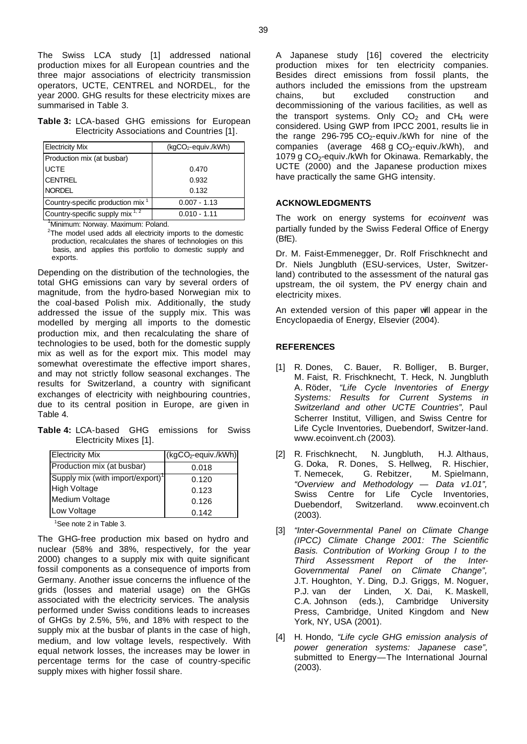The Swiss LCA study [1] addressed national production mixes for all European countries and the three major associations of electricity transmission operators, UCTE, CENTREL and NORDEL, for the year 2000. GHG results for these electricity mixes are summarised in Table 3.

**Table 3:** LCA-based GHG emissions for European Electricity Associations and Countries [1].

| Electricity Mix | ($kgCO_2$-equiv./kWh) |
|---|---|
| Production mix (at busbar) | |
| UCTE | 0.470 |
| CENTREL | 0.932 |
| NORDEL | 0.132 |
| Country-specific production mix [1] | 0.007 - 1.13 |
| Country-specific supply mix [1, 2] | 0.010 - 1.11 |

[1]Minimum: Norway. Maximum: Poland.

[2]The model used adds all electricity imports to the domestic production, recalculates the shares of technologies on this basis, and applies this portfolio to domestic supply and exports.

Depending on the distribution of the technologies, the total GHG emissions can vary by several orders of magnitude, from the hydro-based Norwegian mix to the coal-based Polish mix. Additionally, the study addressed the issue of the supply mix. This was modelled by merging all imports to the domestic production mix, and then recalculating the share of technologies to be used, both for the domestic supply mix as well as for the export mix. This model may somewhat overestimate the effective import shares, and may not strictly follow seasonal exchanges. The results for Switzerland, a country with significant exchanges of electricity with neighbouring countries, due to its central position in Europe, are given in Table 4.

**Table 4:** LCA-based GHG emissions for Swiss Electricity Mixes [1].

| Electricity Mix | ($kgCO_2$-equiv./kWh) |
|---|---|
| Production mix (at busbar) | 0.018 |
| Supply mix (with import/export)[1] | 0.120 |
| High Voltage | 0.123 |
| Medium Voltage | 0.126 |
| Low Voltage | 0.142 |

[1]See note 2 in Table 3.

The GHG-free production mix based on hydro and nuclear (58% and 38%, respectively, for the year 2000) changes to a supply mix with quite significant fossil components as a consequence of imports from Germany. Another issue concerns the influence of the grids (losses and material usage) on the GHGs associated with the electricity services. The analysis performed under Swiss conditions leads to increases of GHGs by 2.5%, 5%, and 18% with respect to the supply mix at the busbar of plants in the case of high, medium, and low voltage levels, respectively. With equal network losses, the increases may be lower in percentage terms for the case of country-specific supply mixes with higher fossil share.

A Japanese study [16] covered the electricity production mixes for ten electricity companies. Besides direct emissions from fossil plants, the authors included the emissions from the upstream chains, but excluded construction and decommissioning of the various facilities, as well as the transport systems. Only $CO_2$ and $CH_4$ were considered. Using GWP from IPCC 2001, results lie in the range 296-795 $CO_2$-equiv./kWh for nine of the companies (average 468 g $CO_2$-equiv./kWh), and 1079 g $CO_2$-equiv./kWh for Okinawa. Remarkably, the UCTE (2000) and the Japanese production mixes have practically the same GHG intensity.

## ACKNOWLEDGMENTS

The work on energy systems for *ecoinvent* was partially funded by the Swiss Federal Office of Energy (BfE).

Dr. M. Faist-Emmenegger, Dr. Rolf Frischknecht and Dr. Niels Jungbluth (ESU-services, Uster, Switzerland) contributed to the assessment of the natural gas upstream, the oil system, the PV energy chain and electricity mixes.

An extended version of this paper will appear in the Encyclopaedia of Energy, Elsevier (2004).

## REFERENCES

[1] R. Dones, C. Bauer, R. Bolliger, B. Burger, M. Faist, R. Frischknecht, T. Heck, N. Jungbluth A. Röder, *"Life Cycle Inventories of Energy Systems: Results for Current Systems in Switzerland and other UCTE Countries",* Paul Scherrer Institut, Villigen, and Swiss Centre for Life Cycle Inventories, Duebendorf, Switzer-land. www.ecoinvent.ch (2003).

[2] R. Frischknecht, N. Jungbluth, H.J. Althaus, G. Doka, R. Dones, S. Hellweg, R. Hischier, T. Nemecek, G. Rebitzer, M. Spielmann, *"Overview and Methodology — Data v1.01",* Swiss Centre for Life Cycle Inventories, Duebendorf, Switzerland. www.ecoinvent.ch (2003).

[3] *"Inter-Governmental Panel on Climate Change (IPCC) Climate Change 2001: The Scientific Basis. Contribution of Working Group I to the Third Assessment Report of the Inter-Governmental Panel on Climate Change",* J.T. Houghton, Y. Ding, D.J. Griggs, M. Noguer, P.J. van der Linden, X. Dai, K. Maskell, C.A. Johnson (eds.), Cambridge University Press, Cambridge, United Kingdom and New York, NY, USA (2001).

[4] H. Hondo, *"Life cycle GHG emission analysis of power generation systems: Japanese case",* submitted to Energy—The International Journal (2003).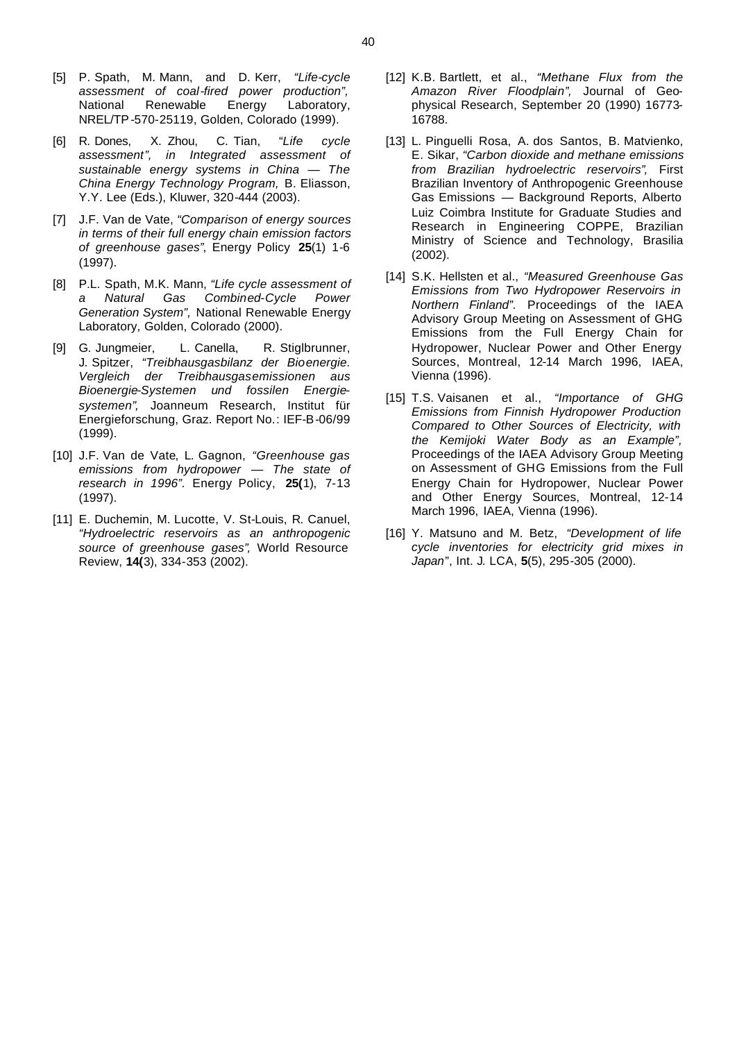[5] P. Spath, M. Mann, and D. Kerr, *"Life-cycle assessment of coal-fired power production",* National Renewable Energy Laboratory, NREL/TP-570-25119, Golden, Colorado (1999).

[6] R. Dones, X. Zhou, C. Tian, *"Life cycle assessment", in Integrated assessment of sustainable energy systems in China — The China Energy Technology Program,* B. Eliasson, Y.Y. Lee (Eds.), Kluwer, 320-444 (2003).

[7] J.F. Van de Vate, *"Comparison of energy sources in terms of their full energy chain emission factors of greenhouse gases"*, Energy Policy **25**(1) 1-6 (1997).

[8] P.L. Spath, M.K. Mann, *"Life cycle assessment of a Natural Gas Combined-Cycle Power Generation System",* National Renewable Energy Laboratory, Golden, Colorado (2000).

[9] G. Jungmeier, L. Canella, R. Stiglbrunner, J. Spitzer, *"Treibhausgasbilanz der Bioenergie. Vergleich der Treibhausgasemissionen aus Bioenergie-Systemen und fossilen Energiesystemen",* Joanneum Research, Institut für Energieforschung, Graz. Report No.: IEF-B-06/99 (1999).

[10] J.F. Van de Vate, L. Gagnon, *"Greenhouse gas emissions from hydropower — The state of research in 1996".* Energy Policy, **25(**1), 7-13 (1997).

[11] E. Duchemin, M. Lucotte, V. St-Louis, R. Canuel, *"Hydroelectric reservoirs as an anthropogenic source of greenhouse gases",* World Resource Review, **14(**3), 334-353 (2002).

[12] K.B. Bartlett, et al., *"Methane Flux from the Amazon River Floodplain",* Journal of Geophysical Research, September 20 (1990) 16773-16788.

[13] L. Pinguelli Rosa, A. dos Santos, B. Matvienko, E. Sikar, *"Carbon dioxide and methane emissions from Brazilian hydroelectric reservoirs",* First Brazilian Inventory of Anthropogenic Greenhouse Gas Emissions — Background Reports, Alberto Luiz Coimbra Institute for Graduate Studies and Research in Engineering COPPE, Brazilian Ministry of Science and Technology, Brasilia (2002).

[14] S.K. Hellsten et al., *"Measured Greenhouse Gas Emissions from Two Hydropower Reservoirs in Northern Finland".* Proceedings of the IAEA Advisory Group Meeting on Assessment of GHG Emissions from the Full Energy Chain for Hydropower, Nuclear Power and Other Energy Sources, Montreal, 12-14 March 1996, IAEA, Vienna (1996).

[15] T.S. Vaisanen et al., *"Importance of GHG Emissions from Finnish Hydropower Production Compared to Other Sources of Electricity, with the Kemijoki Water Body as an Example",* Proceedings of the IAEA Advisory Group Meeting on Assessment of GHG Emissions from the Full Energy Chain for Hydropower, Nuclear Power and Other Energy Sources, Montreal, 12-14 March 1996, IAEA, Vienna (1996).

[16] Y. Matsuno and M. Betz, *"Development of life cycle inventories for electricity grid mixes in Japan"*, Int. J. LCA, **5**(5), 295-305 (2000).